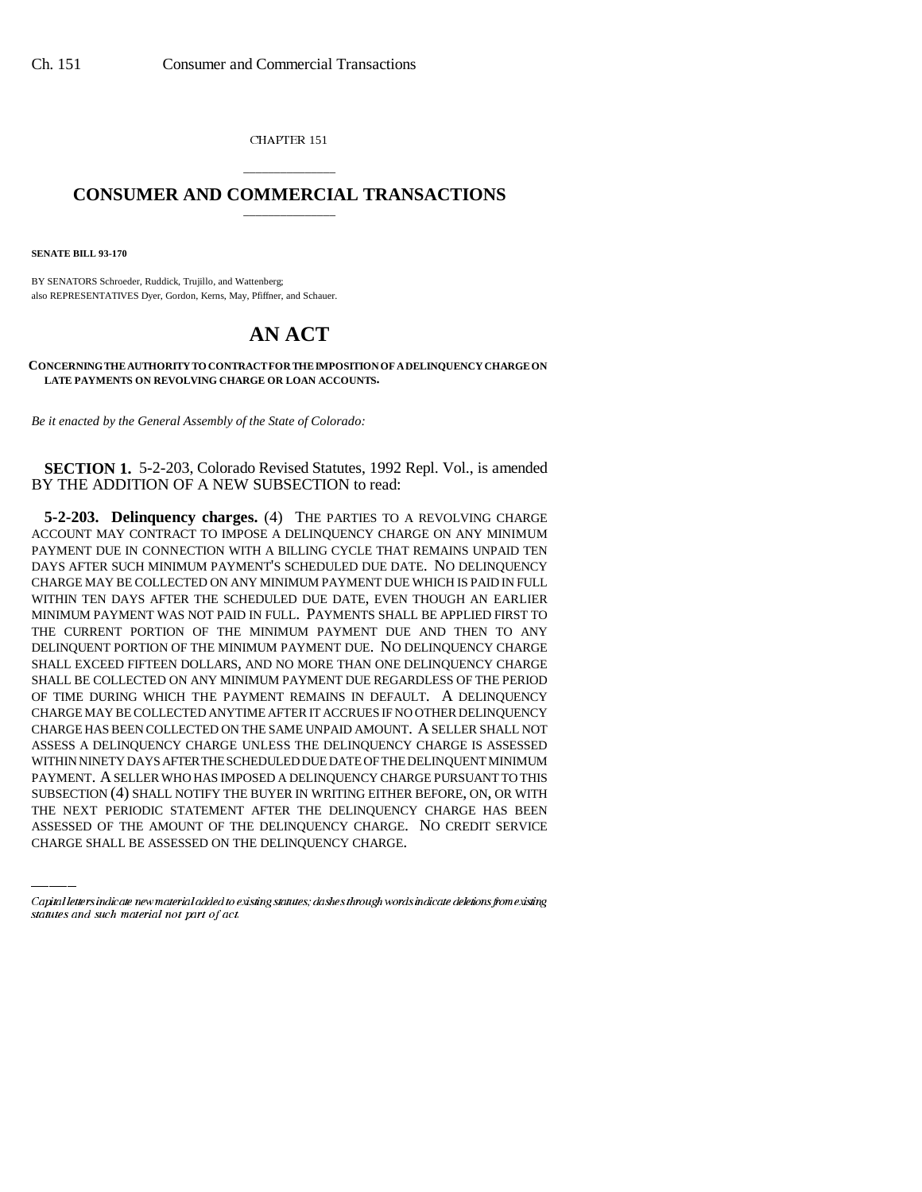CHAPTER 151

# CONSUMER AND COMMERCIAL TRANSACTIONS

**SENATE BILL 93-170**

BY SENATORS Schroeder, Ruddick, Trujillo, and Wattenberg;
also REPRESENTATIVES Dyer, Gordon, Kerns, May, Pfiffner, and Schauer.

# AN ACT

**CONCERNING THE AUTHORITY TO CONTRACT FOR THE IMPOSITION OF A DELINQUENCY CHARGE ON LATE PAYMENTS ON REVOLVING CHARGE OR LOAN ACCOUNTS.**

*Be it enacted by the General Assembly of the State of Colorado:*

**SECTION 1.** 5-2-203, Colorado Revised Statutes, 1992 Repl. Vol., is amended BY THE ADDITION OF A NEW SUBSECTION to read:

**5-2-203. Delinquency charges.** (4) THE PARTIES TO A REVOLVING CHARGE ACCOUNT MAY CONTRACT TO IMPOSE A DELINQUENCY CHARGE ON ANY MINIMUM PAYMENT DUE IN CONNECTION WITH A BILLING CYCLE THAT REMAINS UNPAID TEN DAYS AFTER SUCH MINIMUM PAYMENT'S SCHEDULED DUE DATE. NO DELINQUENCY CHARGE MAY BE COLLECTED ON ANY MINIMUM PAYMENT DUE WHICH IS PAID IN FULL WITHIN TEN DAYS AFTER THE SCHEDULED DUE DATE, EVEN THOUGH AN EARLIER MINIMUM PAYMENT WAS NOT PAID IN FULL. PAYMENTS SHALL BE APPLIED FIRST TO THE CURRENT PORTION OF THE MINIMUM PAYMENT DUE AND THEN TO ANY DELINQUENT PORTION OF THE MINIMUM PAYMENT DUE. NO DELINQUENCY CHARGE SHALL EXCEED FIFTEEN DOLLARS, AND NO MORE THAN ONE DELINQUENCY CHARGE SHALL BE COLLECTED ON ANY MINIMUM PAYMENT DUE REGARDLESS OF THE PERIOD OF TIME DURING WHICH THE PAYMENT REMAINS IN DEFAULT. A DELINQUENCY CHARGE MAY BE COLLECTED ANYTIME AFTER IT ACCRUES IF NO OTHER DELINQUENCY CHARGE HAS BEEN COLLECTED ON THE SAME UNPAID AMOUNT. A SELLER SHALL NOT ASSESS A DELINQUENCY CHARGE UNLESS THE DELINQUENCY CHARGE IS ASSESSED WITHIN NINETY DAYS AFTER THE SCHEDULED DUE DATE OF THE DELINQUENT MINIMUM PAYMENT. A SELLER WHO HAS IMPOSED A DELINQUENCY CHARGE PURSUANT TO THIS SUBSECTION (4) SHALL NOTIFY THE BUYER IN WRITING EITHER BEFORE, ON, OR WITH THE NEXT PERIODIC STATEMENT AFTER THE DELINQUENCY CHARGE HAS BEEN ASSESSED OF THE AMOUNT OF THE DELINQUENCY CHARGE. NO CREDIT SERVICE CHARGE SHALL BE ASSESSED ON THE DELINQUENCY CHARGE.

*Capital letters indicate new material added to existing statutes; dashes through words indicate deletions from existing statutes and such material not part of act.*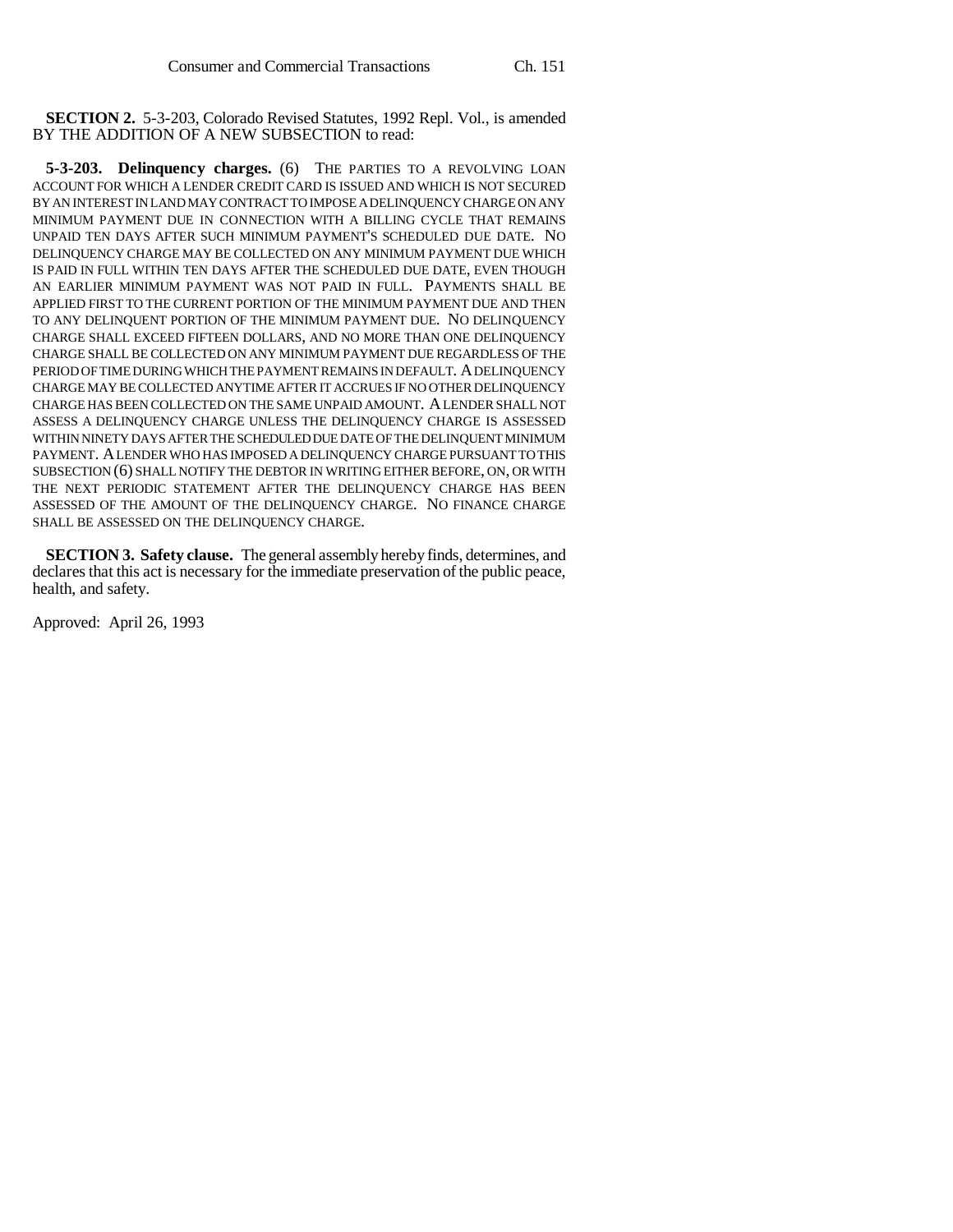**SECTION 2.** 5-3-203, Colorado Revised Statutes, 1992 Repl. Vol., is amended BY THE ADDITION OF A NEW SUBSECTION to read:

**5-3-203. Delinquency charges.** (6) THE PARTIES TO A REVOLVING LOAN ACCOUNT FOR WHICH A LENDER CREDIT CARD IS ISSUED AND WHICH IS NOT SECURED BY AN INTEREST IN LAND MAY CONTRACT TO IMPOSE A DELINQUENCY CHARGE ON ANY MINIMUM PAYMENT DUE IN CONNECTION WITH A BILLING CYCLE THAT REMAINS UNPAID TEN DAYS AFTER SUCH MINIMUM PAYMENT'S SCHEDULED DUE DATE. NO DELINQUENCY CHARGE MAY BE COLLECTED ON ANY MINIMUM PAYMENT DUE WHICH IS PAID IN FULL WITHIN TEN DAYS AFTER THE SCHEDULED DUE DATE, EVEN THOUGH AN EARLIER MINIMUM PAYMENT WAS NOT PAID IN FULL. PAYMENTS SHALL BE APPLIED FIRST TO THE CURRENT PORTION OF THE MINIMUM PAYMENT DUE AND THEN TO ANY DELINQUENT PORTION OF THE MINIMUM PAYMENT DUE. NO DELINQUENCY CHARGE SHALL EXCEED FIFTEEN DOLLARS, AND NO MORE THAN ONE DELINQUENCY CHARGE SHALL BE COLLECTED ON ANY MINIMUM PAYMENT DUE REGARDLESS OF THE PERIOD OF TIME DURING WHICH THE PAYMENT REMAINS IN DEFAULT. A DELINQUENCY CHARGE MAY BE COLLECTED ANYTIME AFTER IT ACCRUES IF NO OTHER DELINQUENCY CHARGE HAS BEEN COLLECTED ON THE SAME UNPAID AMOUNT. A LENDER SHALL NOT ASSESS A DELINQUENCY CHARGE UNLESS THE DELINQUENCY CHARGE IS ASSESSED WITHIN NINETY DAYS AFTER THE SCHEDULED DUE DATE OF THE DELINQUENT MINIMUM PAYMENT. A LENDER WHO HAS IMPOSED A DELINQUENCY CHARGE PURSUANT TO THIS SUBSECTION (6) SHALL NOTIFY THE DEBTOR IN WRITING EITHER BEFORE, ON, OR WITH THE NEXT PERIODIC STATEMENT AFTER THE DELINQUENCY CHARGE HAS BEEN ASSESSED OF THE AMOUNT OF THE DELINQUENCY CHARGE. NO FINANCE CHARGE SHALL BE ASSESSED ON THE DELINQUENCY CHARGE.

**SECTION 3. Safety clause.** The general assembly hereby finds, determines, and declares that this act is necessary for the immediate preservation of the public peace, health, and safety.

Approved: April 26, 1993